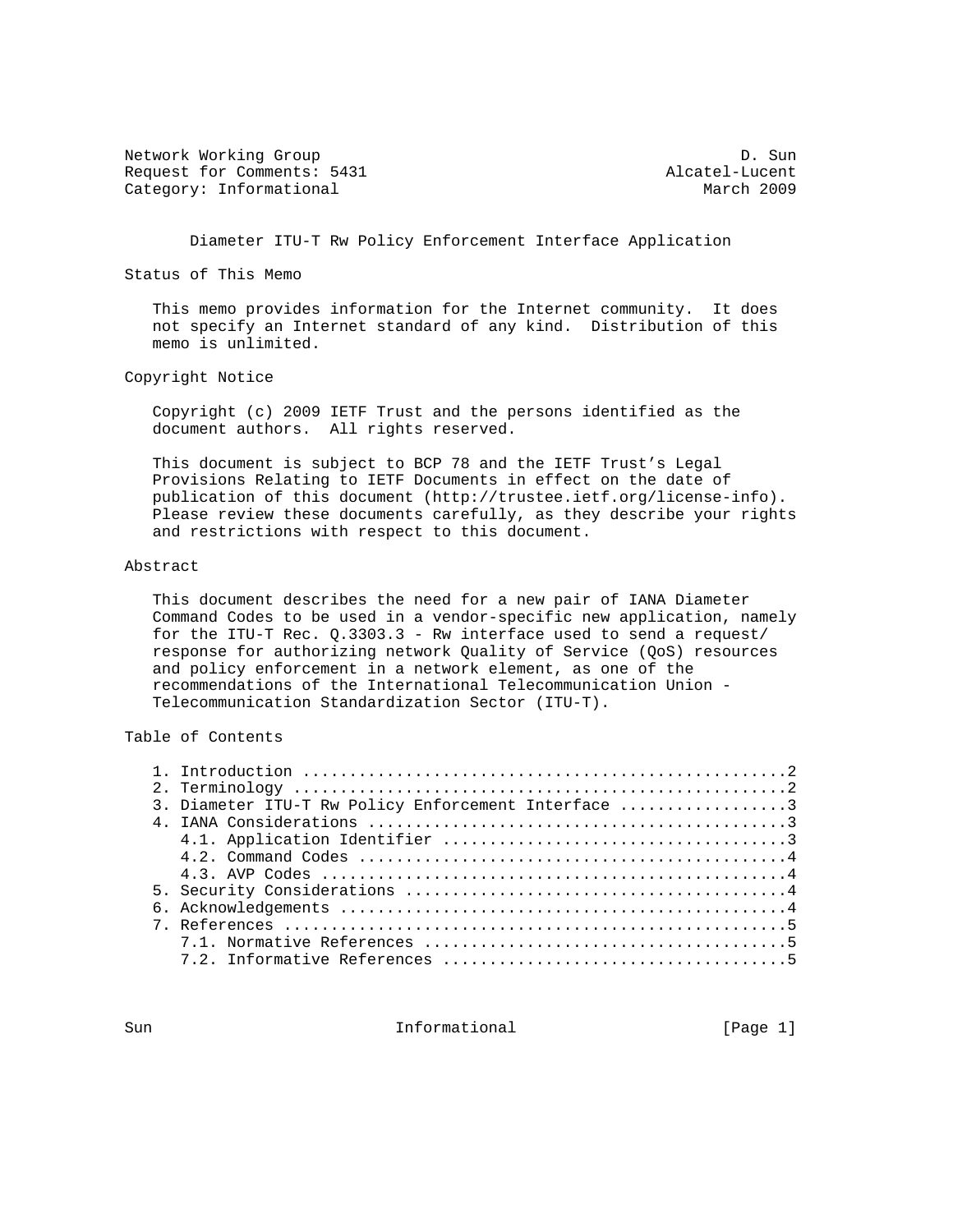Network Working Group D. Sun
Request for Comments: 5431 Alcatel-Lucent
Category: Informational March 2009

# Diameter ITU-T Rw Policy Enforcement Interface Application

## Status of This Memo

This memo provides information for the Internet community. It does not specify an Internet standard of any kind. Distribution of this memo is unlimited.

## Copyright Notice

Copyright (c) 2009 IETF Trust and the persons identified as the document authors. All rights reserved.

This document is subject to BCP 78 and the IETF Trust's Legal Provisions Relating to IETF Documents in effect on the date of publication of this document (http://trustee.ietf.org/license-info). Please review these documents carefully, as they describe your rights and restrictions with respect to this document.

## Abstract

This document describes the need for a new pair of IANA Diameter Command Codes to be used in a vendor-specific new application, namely for the ITU-T Rec. Q.3303.3 - Rw interface used to send a request/response for authorizing network Quality of Service (QoS) resources and policy enforcement in a network element, as one of the recommendations of the International Telecommunication Union - Telecommunication Standardization Sector (ITU-T).

## Table of Contents

```
   1. Introduction ....................................................2
   2. Terminology .....................................................2
   3. Diameter ITU-T Rw Policy Enforcement Interface ..................3
   4. IANA Considerations .............................................3
      4.1. Application Identifier .....................................3
      4.2. Command Codes ..............................................4
      4.3. AVP Codes ..................................................4
   5. Security Considerations .........................................4
   6. Acknowledgements ................................................4
   7. References ......................................................5
      7.1. Normative References .......................................5
      7.2. Informative References .....................................5
```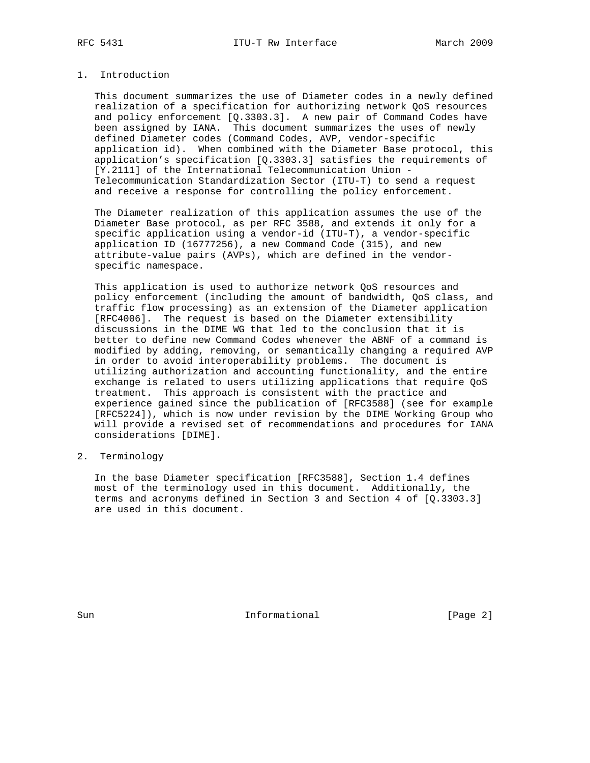## 1. Introduction

This document summarizes the use of Diameter codes in a newly defined realization of a specification for authorizing network QoS resources and policy enforcement [Q.3303.3]. A new pair of Command Codes have been assigned by IANA. This document summarizes the uses of newly defined Diameter codes (Command Codes, AVP, vendor-specific application id). When combined with the Diameter Base protocol, this application's specification [Q.3303.3] satisfies the requirements of [Y.2111] of the International Telecommunication Union - Telecommunication Standardization Sector (ITU-T) to send a request and receive a response for controlling the policy enforcement.

The Diameter realization of this application assumes the use of the Diameter Base protocol, as per RFC 3588, and extends it only for a specific application using a vendor-id (ITU-T), a vendor-specific application ID (16777256), a new Command Code (315), and new attribute-value pairs (AVPs), which are defined in the vendor-specific namespace.

This application is used to authorize network QoS resources and policy enforcement (including the amount of bandwidth, QoS class, and traffic flow processing) as an extension of the Diameter application [RFC4006]. The request is based on the Diameter extensibility discussions in the DIME WG that led to the conclusion that it is better to define new Command Codes whenever the ABNF of a command is modified by adding, removing, or semantically changing a required AVP in order to avoid interoperability problems. The document is utilizing authorization and accounting functionality, and the entire exchange is related to users utilizing applications that require QoS treatment. This approach is consistent with the practice and experience gained since the publication of [RFC3588] (see for example [RFC5224]), which is now under revision by the DIME Working Group who will provide a revised set of recommendations and procedures for IANA considerations [DIME].

## 2. Terminology

In the base Diameter specification [RFC3588], Section 1.4 defines most of the terminology used in this document. Additionally, the terms and acronyms defined in Section 3 and Section 4 of [Q.3303.3] are used in this document.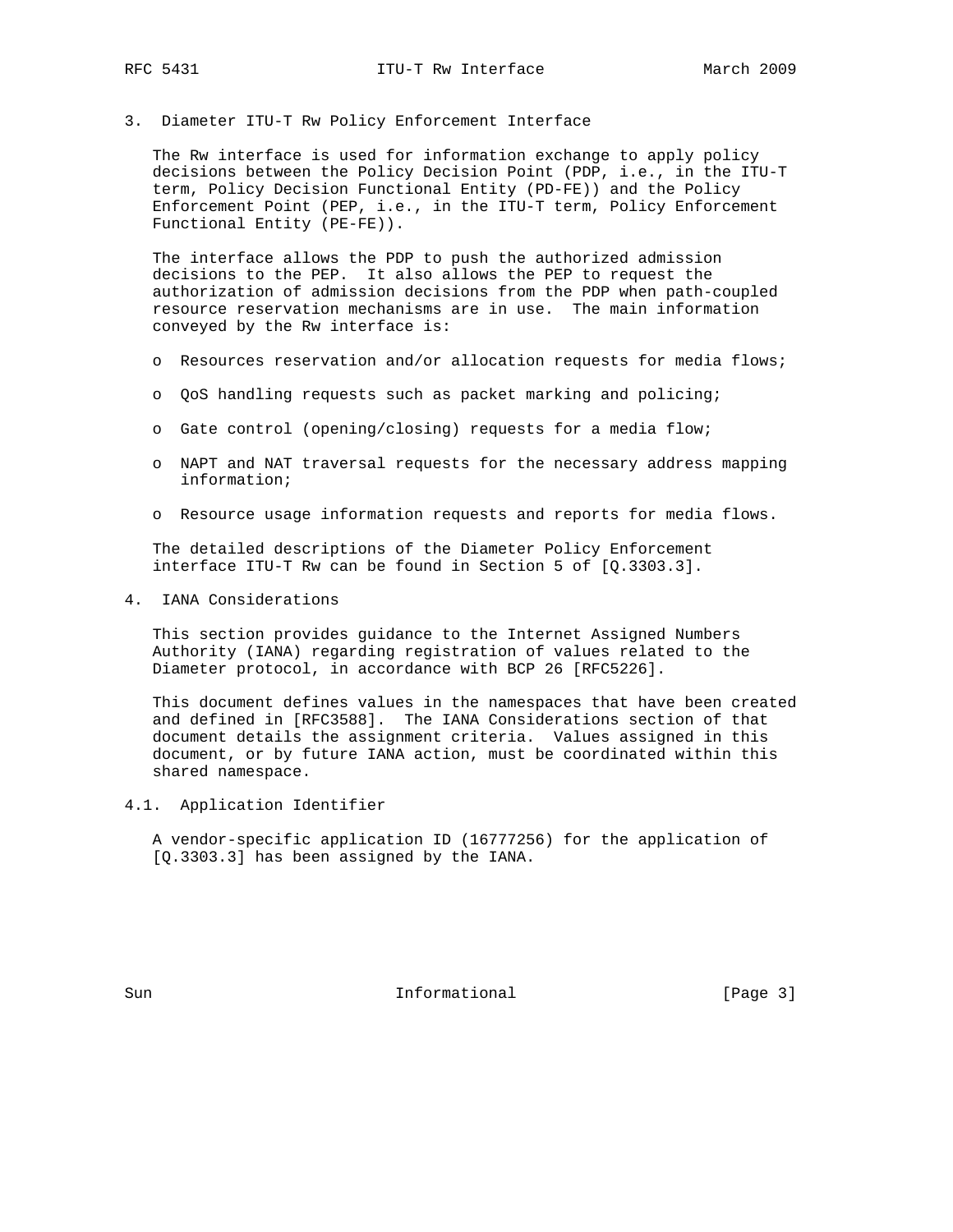## 3. Diameter ITU-T Rw Policy Enforcement Interface

The Rw interface is used for information exchange to apply policy decisions between the Policy Decision Point (PDP, i.e., in the ITU-T term, Policy Decision Functional Entity (PD-FE)) and the Policy Enforcement Point (PEP, i.e., in the ITU-T term, Policy Enforcement Functional Entity (PE-FE)).

The interface allows the PDP to push the authorized admission decisions to the PEP. It also allows the PEP to request the authorization of admission decisions from the PDP when path-coupled resource reservation mechanisms are in use. The main information conveyed by the Rw interface is:

- Resources reservation and/or allocation requests for media flows;
- QoS handling requests such as packet marking and policing;
- Gate control (opening/closing) requests for a media flow;
- NAPT and NAT traversal requests for the necessary address mapping information;
- Resource usage information requests and reports for media flows.

The detailed descriptions of the Diameter Policy Enforcement interface ITU-T Rw can be found in Section 5 of [Q.3303.3].

## 4. IANA Considerations

This section provides guidance to the Internet Assigned Numbers Authority (IANA) regarding registration of values related to the Diameter protocol, in accordance with BCP 26 [RFC5226].

This document defines values in the namespaces that have been created and defined in [RFC3588]. The IANA Considerations section of that document details the assignment criteria. Values assigned in this document, or by future IANA action, must be coordinated within this shared namespace.

### 4.1. Application Identifier

A vendor-specific application ID (16777256) for the application of [Q.3303.3] has been assigned by the IANA.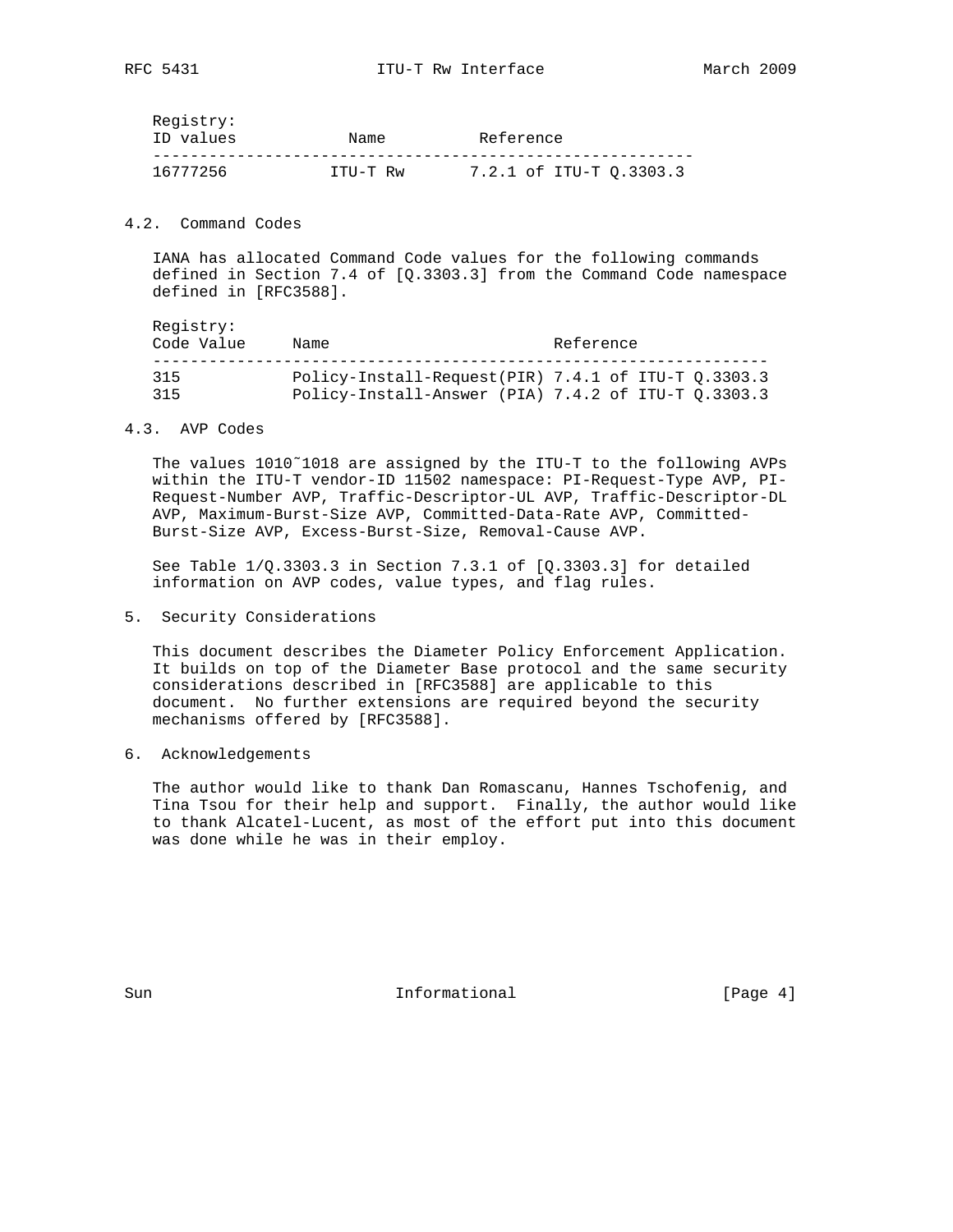Registry:

| ID values | Name | Reference |
|---|---|---|
| 16777256 | ITU-T Rw | 7.2.1 of ITU-T Q.3303.3 |

## 4.2. Command Codes

IANA has allocated Command Code values for the following commands defined in Section 7.4 of [Q.3303.3] from the Command Code namespace defined in [RFC3588].

Registry:

| Code Value | Name | Reference |
|---|---|---|
| 315 | Policy-Install-Request(PIR) | 7.4.1 of ITU-T Q.3303.3 |
| 315 | Policy-Install-Answer (PIA) | 7.4.2 of ITU-T Q.3303.3 |

## 4.3. AVP Codes

The values 1010˜1018 are assigned by the ITU-T to the following AVPs within the ITU-T vendor-ID 11502 namespace: PI-Request-Type AVP, PI-Request-Number AVP, Traffic-Descriptor-UL AVP, Traffic-Descriptor-DL AVP, Maximum-Burst-Size AVP, Committed-Data-Rate AVP, Committed-Burst-Size AVP, Excess-Burst-Size, Removal-Cause AVP.

See Table 1/Q.3303.3 in Section 7.3.1 of [Q.3303.3] for detailed information on AVP codes, value types, and flag rules.

# 5. Security Considerations

This document describes the Diameter Policy Enforcement Application. It builds on top of the Diameter Base protocol and the same security considerations described in [RFC3588] are applicable to this document. No further extensions are required beyond the security mechanisms offered by [RFC3588].

# 6. Acknowledgements

The author would like to thank Dan Romascanu, Hannes Tschofenig, and Tina Tsou for their help and support. Finally, the author would like to thank Alcatel-Lucent, as most of the effort put into this document was done while he was in their employ.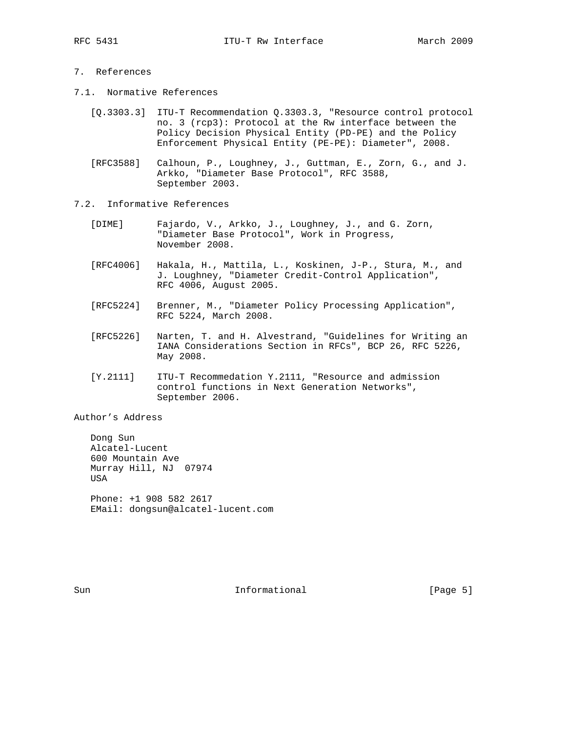## 7. References

### 7.1. Normative References

[Q.3303.3] ITU-T Recommendation Q.3303.3, "Resource control protocol no. 3 (rcp3): Protocol at the Rw interface between the Policy Decision Physical Entity (PD-PE) and the Policy Enforcement Physical Entity (PE-PE): Diameter", 2008.

[RFC3588] Calhoun, P., Loughney, J., Guttman, E., Zorn, G., and J. Arkko, "Diameter Base Protocol", RFC 3588, September 2003.

### 7.2. Informative References

[DIME] Fajardo, V., Arkko, J., Loughney, J., and G. Zorn, "Diameter Base Protocol", Work in Progress, November 2008.

[RFC4006] Hakala, H., Mattila, L., Koskinen, J-P., Stura, M., and J. Loughney, "Diameter Credit-Control Application", RFC 4006, August 2005.

[RFC5224] Brenner, M., "Diameter Policy Processing Application", RFC 5224, March 2008.

[RFC5226] Narten, T. and H. Alvestrand, "Guidelines for Writing an IANA Considerations Section in RFCs", BCP 26, RFC 5226, May 2008.

[Y.2111] ITU-T Recommedation Y.2111, "Resource and admission control functions in Next Generation Networks", September 2006.

## Author's Address

Dong Sun
Alcatel-Lucent
600 Mountain Ave
Murray Hill, NJ 07974
USA

Phone: +1 908 582 2617
EMail: dongsun@alcatel-lucent.com